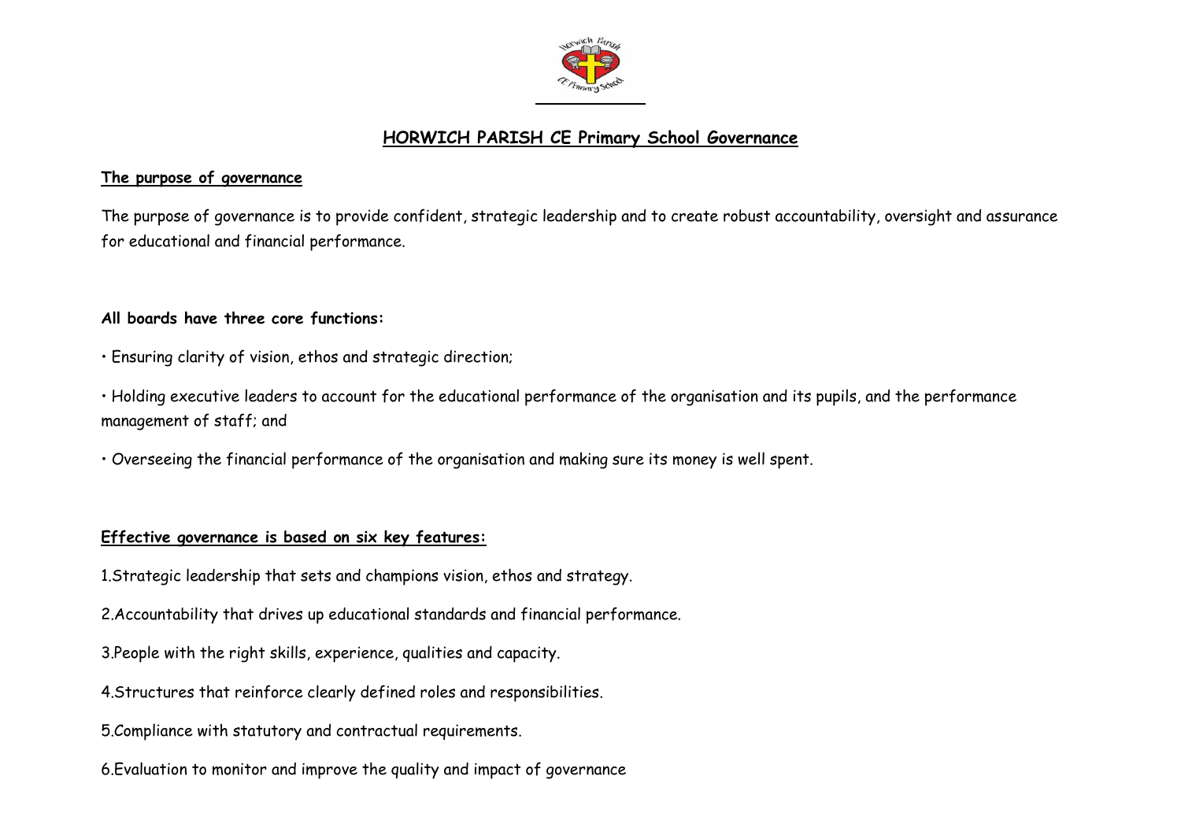# HORWICH PARISH CE Primary School Governance

## The purpose of governance

The purpose of governance is to provide confident, strategic leadership and to create robust accountability, oversight and assurance for educational and financial performance.

**All boards have three core functions:**

• Ensuring clarity of vision, ethos and strategic direction;

• Holding executive leaders to account for the educational performance of the organisation and its pupils, and the performance management of staff; and

• Overseeing the financial performance of the organisation and making sure its money is well spent.

## Effective governance is based on six key features:

1. Strategic leadership that sets and champions vision, ethos and strategy.
2. Accountability that drives up educational standards and financial performance.
3. People with the right skills, experience, qualities and capacity.
4. Structures that reinforce clearly defined roles and responsibilities.
5. Compliance with statutory and contractual requirements.
6. Evaluation to monitor and improve the quality and impact of governance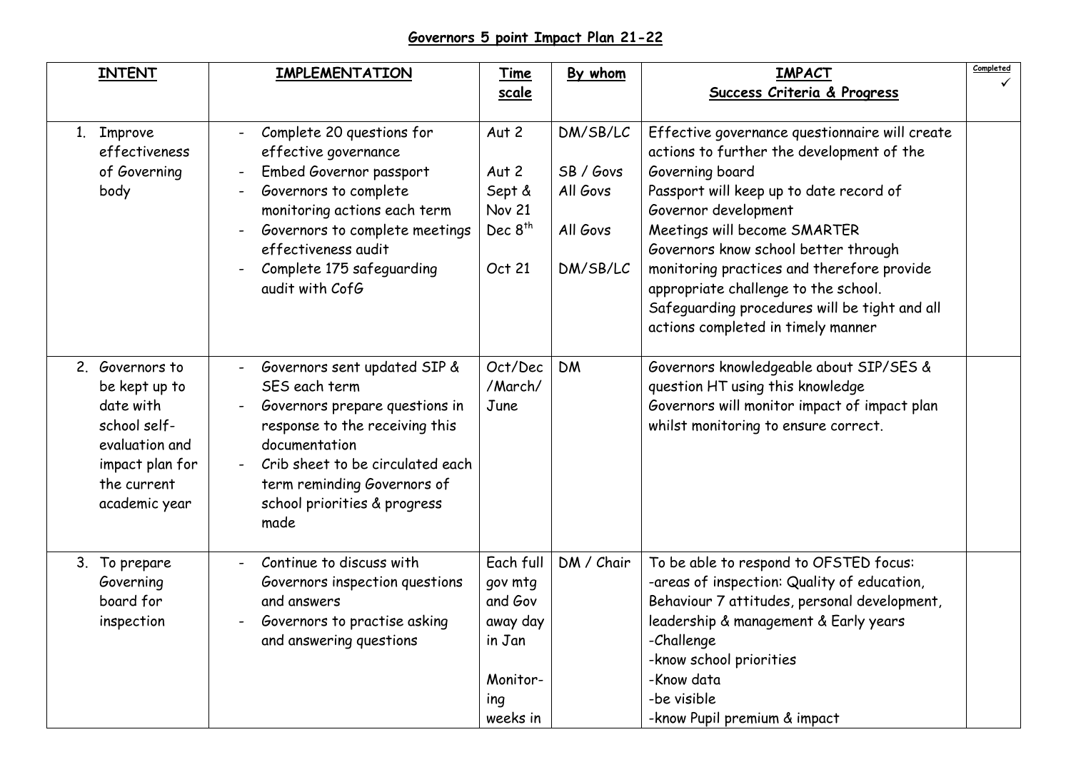# Governors 5 point Impact Plan 21-22

| INTENT | IMPLEMENTATION | Time scale | By whom | IMPACT Success Criteria & Progress | Completed ✓ |
|---|---|---|---|---|---|
| 1. Improve effectiveness of Governing body | - Complete 20 questions for effective governance<br>- Embed Governor passport<br>- Governors to complete monitoring actions each term<br>- Governors to complete meetings effectiveness audit<br>- Complete 175 safeguarding audit with CofG | Aut 2<br><br>Aut 2<br>Sept & Nov 21<br>Dec 8th<br><br>Oct 21 | DM/SB/LC<br><br>SB / Govs<br>All Govs<br><br>All Govs<br><br>DM/SB/LC | Effective governance questionnaire will create actions to further the development of the Governing board<br>Passport will keep up to date record of Governor development<br>Meetings will become SMARTER<br>Governors know school better through monitoring practices and therefore provide appropriate challenge to the school.<br>Safeguarding procedures will be tight and all actions completed in timely manner | |
| 2. Governors to be kept up to date with school self-evaluation and impact plan for the current academic year | - Governors sent updated SIP & SES each term<br>- Governors prepare questions in response to the receiving this documentation<br>- Crib sheet to be circulated each term reminding Governors of school priorities & progress made | Oct/Dec /March/ June | DM | Governors knowledgeable about SIP/SES & question HT using this knowledge<br>Governors will monitor impact of impact plan whilst monitoring to ensure correct. | |
| 3. To prepare Governing board for inspection | - Continue to discuss with Governors inspection questions and answers<br>- Governors to practise asking and answering questions | Each full gov mtg and Gov away day in Jan<br><br>Monitor-ing weeks in | DM / Chair | To be able to respond to OFSTED focus:<br>-areas of inspection: Quality of education, Behaviour 7 attitudes, personal development, leadership & management & Early years<br>-Challenge<br>-know school priorities<br>-Know data<br>-be visible<br>-know Pupil premium & impact | |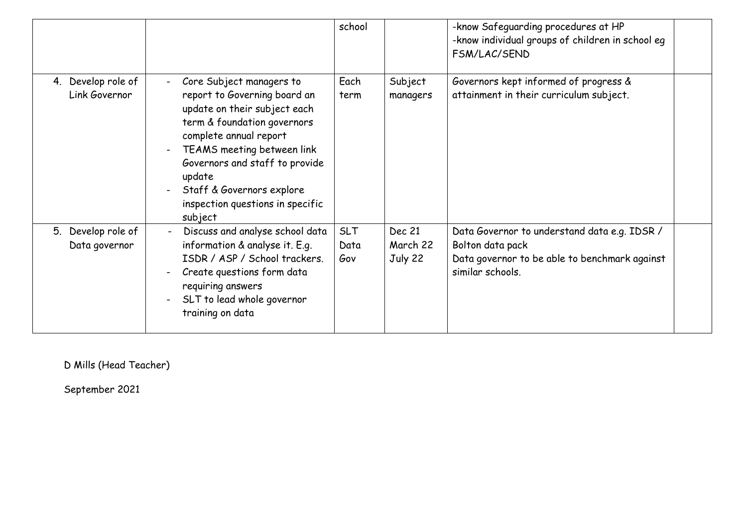| | | | | | |
|---|---|---|---|---|---|
| | | school | | -know Safeguarding procedures at HP<br>-know individual groups of children in school eg FSM/LAC/SEND | |
| 4. Develop role of Link Governor | - Core Subject managers to report to Governing board an update on their subject each term & foundation governors complete annual report<br>- TEAMS meeting between link Governors and staff to provide update<br>- Staff & Governors explore inspection questions in specific subject | Each term | Subject managers | Governors kept informed of progress & attainment in their curriculum subject. | |
| 5. Develop role of Data governor | - Discuss and analyse school data information & analyse it. E.g. ISDR / ASP / School trackers.<br>- Create questions form data requiring answers<br>- SLT to lead whole governor training on data | SLT<br>Data Gov | Dec 21<br>March 22<br>July 22 | Data Governor to understand data e.g. IDSR / Bolton data pack<br>Data governor to be able to benchmark against similar schools. | |

D Mills (Head Teacher)

September 2021